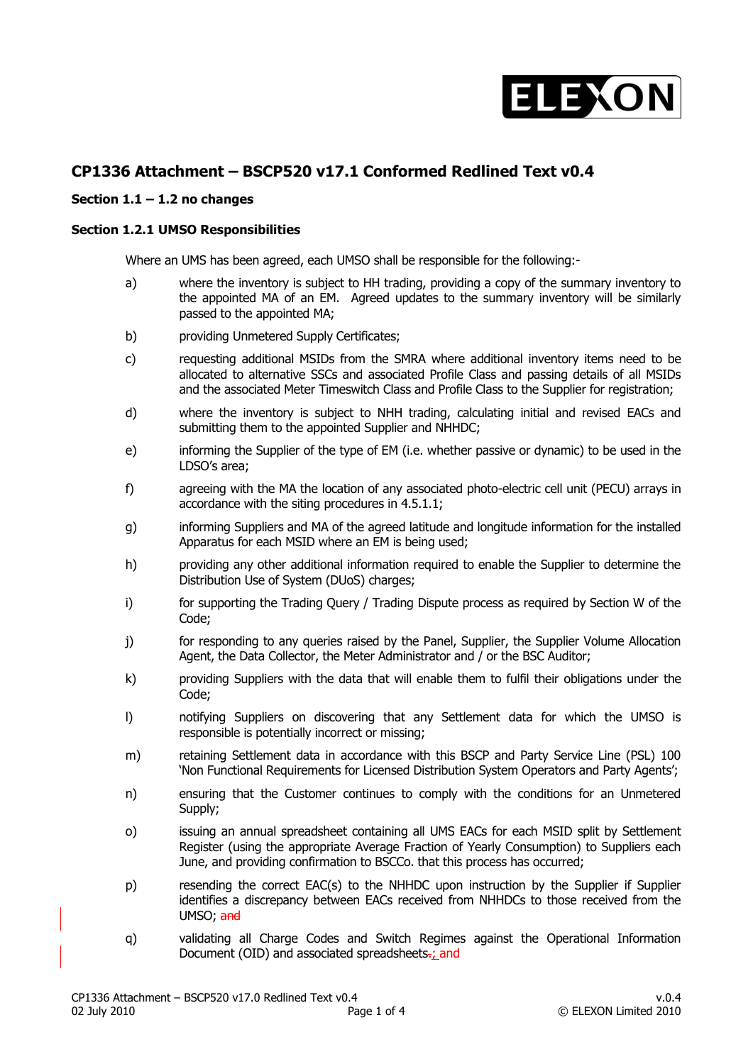## CP1336 Attachment – BSCP520 v17.1 Conformed Redlined Text v0.4

**Section 1.1 – 1.2 no changes**

**Section 1.2.1 UMSO Responsibilities**

Where an UMS has been agreed, each UMSO shall be responsible for the following:-

a) where the inventory is subject to HH trading, providing a copy of the summary inventory to the appointed MA of an EM. Agreed updates to the summary inventory will be similarly passed to the appointed MA;

b) providing Unmetered Supply Certificates;

c) requesting additional MSIDs from the SMRA where additional inventory items need to be allocated to alternative SSCs and associated Profile Class and passing details of all MSIDs and the associated Meter Timeswitch Class and Profile Class to the Supplier for registration;

d) where the inventory is subject to NHH trading, calculating initial and revised EACs and submitting them to the appointed Supplier and NHHDC;

e) informing the Supplier of the type of EM (i.e. whether passive or dynamic) to be used in the LDSO's area;

f) agreeing with the MA the location of any associated photo-electric cell unit (PECU) arrays in accordance with the siting procedures in 4.5.1.1;

g) informing Suppliers and MA of the agreed latitude and longitude information for the installed Apparatus for each MSID where an EM is being used;

h) providing any other additional information required to enable the Supplier to determine the Distribution Use of System (DUoS) charges;

i) for supporting the Trading Query / Trading Dispute process as required by Section W of the Code;

j) for responding to any queries raised by the Panel, Supplier, the Supplier Volume Allocation Agent, the Data Collector, the Meter Administrator and / or the BSC Auditor;

k) providing Suppliers with the data that will enable them to fulfil their obligations under the Code;

l) notifying Suppliers on discovering that any Settlement data for which the UMSO is responsible is potentially incorrect or missing;

m) retaining Settlement data in accordance with this BSCP and Party Service Line (PSL) 100 'Non Functional Requirements for Licensed Distribution System Operators and Party Agents';

n) ensuring that the Customer continues to comply with the conditions for an Unmetered Supply;

o) issuing an annual spreadsheet containing all UMS EACs for each MSID split by Settlement Register (using the appropriate Average Fraction of Yearly Consumption) to Suppliers each June, and providing confirmation to BSCCo. that this process has occurred;

p) resending the correct EAC(s) to the NHHDC upon instruction by the Supplier if Supplier identifies a discrepancy between EACs received from NHHDCs to those received from the UMSO; ~~and~~

q) validating all Charge Codes and Switch Regimes against the Operational Information Document (OID) and associated spreadsheets~~.~~; and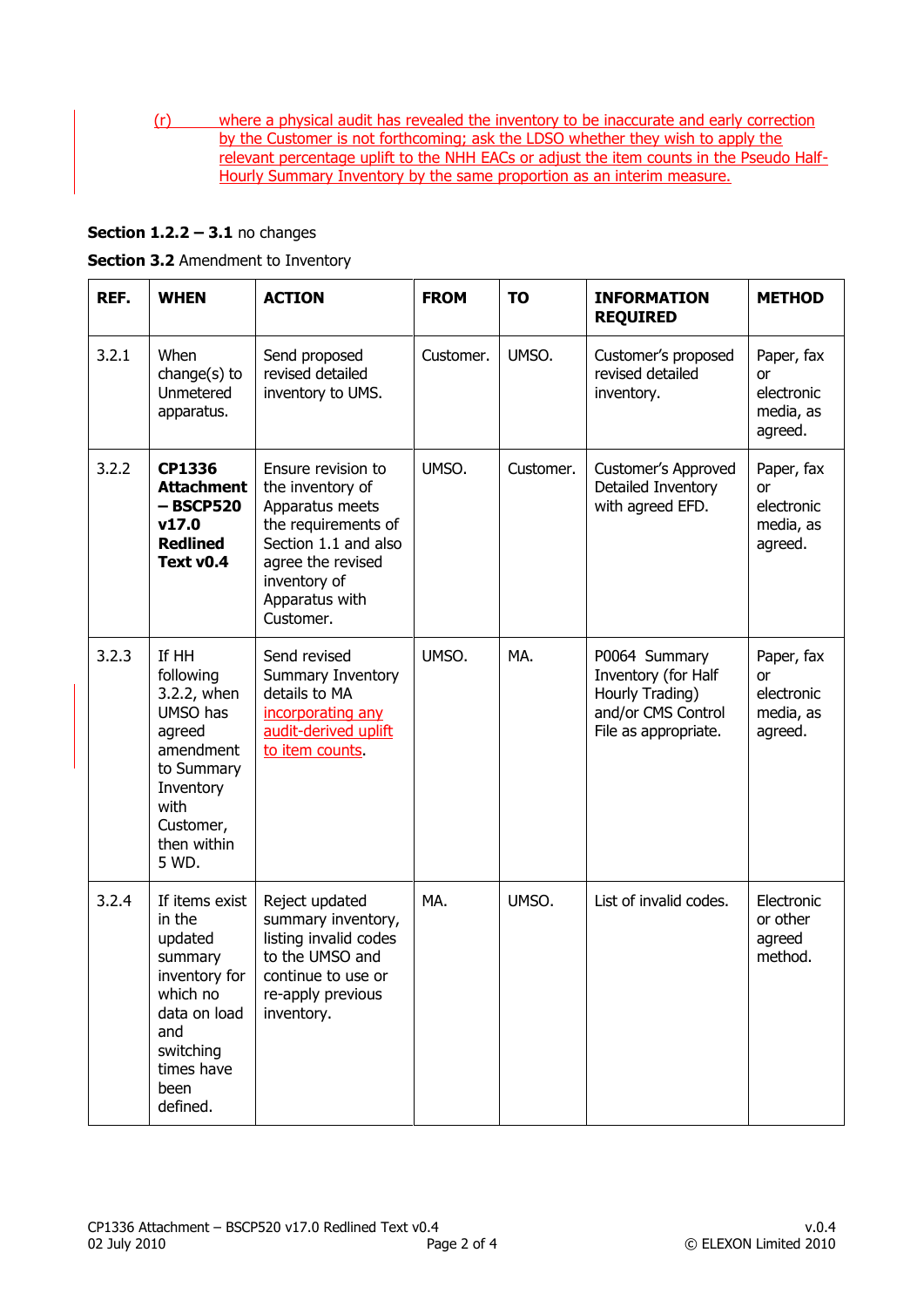(r) where a physical audit has revealed the inventory to be inaccurate and early correction by the Customer is not forthcoming; ask the LDSO whether they wish to apply the relevant percentage uplift to the NHH EACs or adjust the item counts in the Pseudo Half-Hourly Summary Inventory by the same proportion as an interim measure.

**Section 1.2.2 – 3.1** no changes

**Section 3.2** Amendment to Inventory

| REF. | WHEN | ACTION | FROM | TO | INFORMATION REQUIRED | METHOD |
|---|---|---|---|---|---|---|
| 3.2.1 | When change(s) to Unmetered apparatus. | Send proposed revised detailed inventory to UMS. | Customer. | UMSO. | Customer's proposed revised detailed inventory. | Paper, fax or electronic media, as agreed. |
| 3.2.2 | **CP1336 Attachment – BSCP520 v17.0 Redlined Text v0.4** | Ensure revision to the inventory of Apparatus meets the requirements of Section 1.1 and also agree the revised inventory of Apparatus with Customer. | UMSO. | Customer. | Customer's Approved Detailed Inventory with agreed EFD. | Paper, fax or electronic media, as agreed. |
| 3.2.3 | If HH following 3.2.2, when UMSO has agreed amendment to Summary Inventory with Customer, then within 5 WD. | Send revised Summary Inventory details to MA incorporating any audit-derived uplift to item counts. | UMSO. | MA. | P0064 Summary Inventory (for Half Hourly Trading) and/or CMS Control File as appropriate. | Paper, fax or electronic media, as agreed. |
| 3.2.4 | If items exist in the updated summary inventory for which no data on load and switching times have been defined. | Reject updated summary inventory, listing invalid codes to the UMSO and continue to use or re-apply previous inventory. | MA. | UMSO. | List of invalid codes. | Electronic or other agreed method. |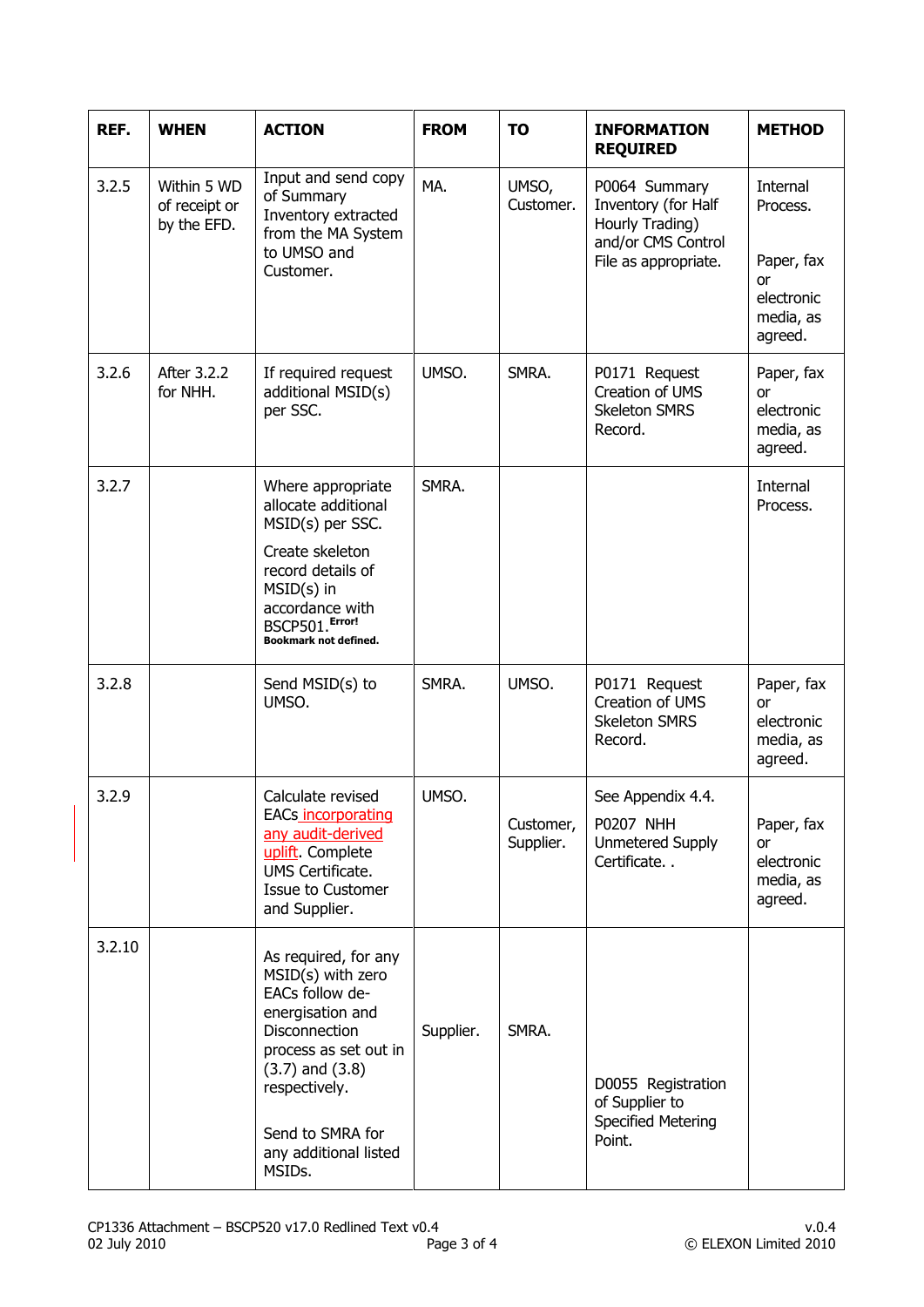| REF. | WHEN | ACTION | FROM | TO | INFORMATION REQUIRED | METHOD |
|---|---|---|---|---|---|---|
| 3.2.5 | Within 5 WD of receipt or by the EFD. | Input and send copy of Summary Inventory extracted from the MA System to UMSO and Customer. | MA. | UMSO, Customer. | P0064 Summary Inventory (for Half Hourly Trading) and/or CMS Control File as appropriate. | Internal Process. Paper, fax or electronic media, as agreed. |
| 3.2.6 | After 3.2.2 for NHH. | If required request additional MSID(s) per SSC. | UMSO. | SMRA. | P0171 Request Creation of UMS Skeleton SMRS Record. | Paper, fax or electronic media, as agreed. |
| 3.2.7 | | Where appropriate allocate additional MSID(s) per SSC. Create skeleton record details of MSID(s) in accordance with BSCP501. Error! Bookmark not defined. | SMRA. | | | Internal Process. |
| 3.2.8 | | Send MSID(s) to UMSO. | SMRA. | UMSO. | P0171 Request Creation of UMS Skeleton SMRS Record. | Paper, fax or electronic media, as agreed. |
| 3.2.9 | | Calculate revised EACs incorporating any audit-derived uplift. Complete UMS Certificate. Issue to Customer and Supplier. | UMSO. | Customer, Supplier. | See Appendix 4.4. P0207 NHH Unmetered Supply Certificate. . | Paper, fax or electronic media, as agreed. |
| 3.2.10 | | As required, for any MSID(s) with zero EACs follow de-energisation and Disconnection process as set out in (3.7) and (3.8) respectively. Send to SMRA for any additional listed MSIDs. | Supplier. | SMRA. | D0055 Registration of Supplier to Specified Metering Point. | |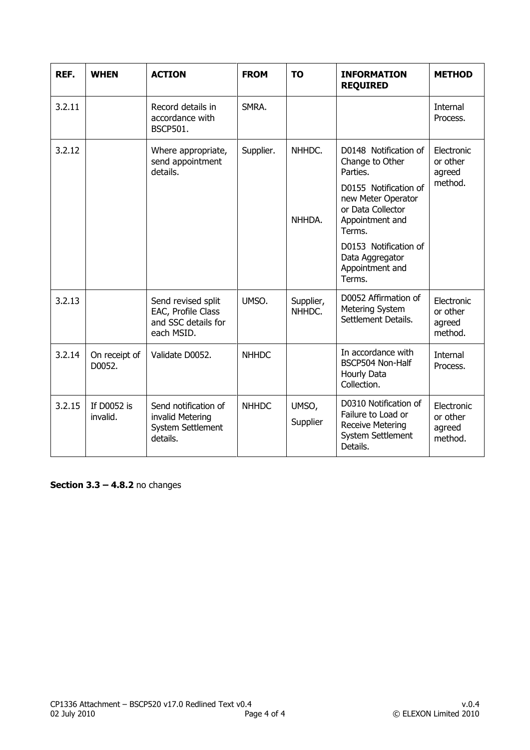| REF. | WHEN | ACTION | FROM | TO | INFORMATION REQUIRED | METHOD |
|---|---|---|---|---|---|---|
| 3.2.11 | | Record details in accordance with BSCP501. | SMRA. | | | Internal Process. |
| 3.2.12 | | Where appropriate, send appointment details. | Supplier. | NHHDC.<br><br>NHHDA. | D0148 Notification of Change to Other Parties.<br>D0155 Notification of new Meter Operator or Data Collector Appointment and Terms.<br>D0153 Notification of Data Aggregator Appointment and Terms. | Electronic or other agreed method. |
| 3.2.13 | | Send revised split EAC, Profile Class and SSC details for each MSID. | UMSO. | Supplier, NHHDC. | D0052 Affirmation of Metering System Settlement Details. | Electronic or other agreed method. |
| 3.2.14 | On receipt of D0052. | Validate D0052. | NHHDC | | In accordance with BSCP504 Non-Half Hourly Data Collection. | Internal Process. |
| 3.2.15 | If D0052 is invalid. | Send notification of invalid Metering System Settlement details. | NHHDC | UMSO,<br>Supplier | D0310 Notification of Failure to Load or Receive Metering System Settlement Details. | Electronic or other agreed method. |

**Section 3.3 – 4.8.2** no changes